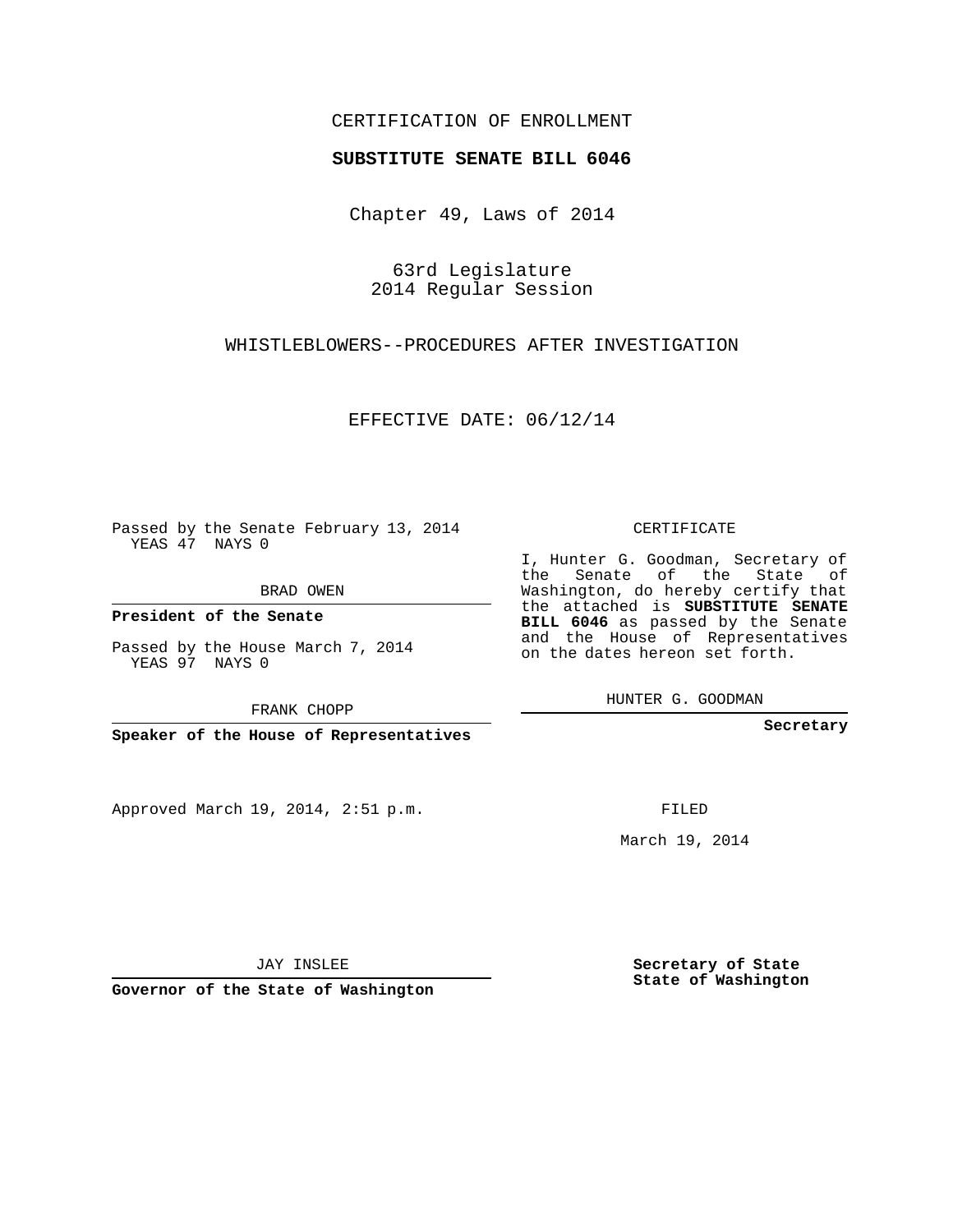CERTIFICATION OF ENROLLMENT

**SUBSTITUTE SENATE BILL 6046**

Chapter 49, Laws of 2014

63rd Legislature
2014 Regular Session

WHISTLEBLOWERS--PROCEDURES AFTER INVESTIGATION

EFFECTIVE DATE: 06/12/14

Passed by the Senate February 13, 2014
YEAS 47 NAYS 0

BRAD OWEN

**President of the Senate**

Passed by the House March 7, 2014
YEAS 97 NAYS 0

FRANK CHOPP

**Speaker of the House of Representatives**

CERTIFICATE

I, Hunter G. Goodman, Secretary of the Senate of the State of Washington, do hereby certify that the attached is **SUBSTITUTE SENATE BILL 6046** as passed by the Senate and the House of Representatives on the dates hereon set forth.

HUNTER G. GOODMAN

**Secretary**

Approved March 19, 2014, 2:51 p.m.

FILED

March 19, 2014

JAY INSLEE

**Governor of the State of Washington**

**Secretary of State**
**State of Washington**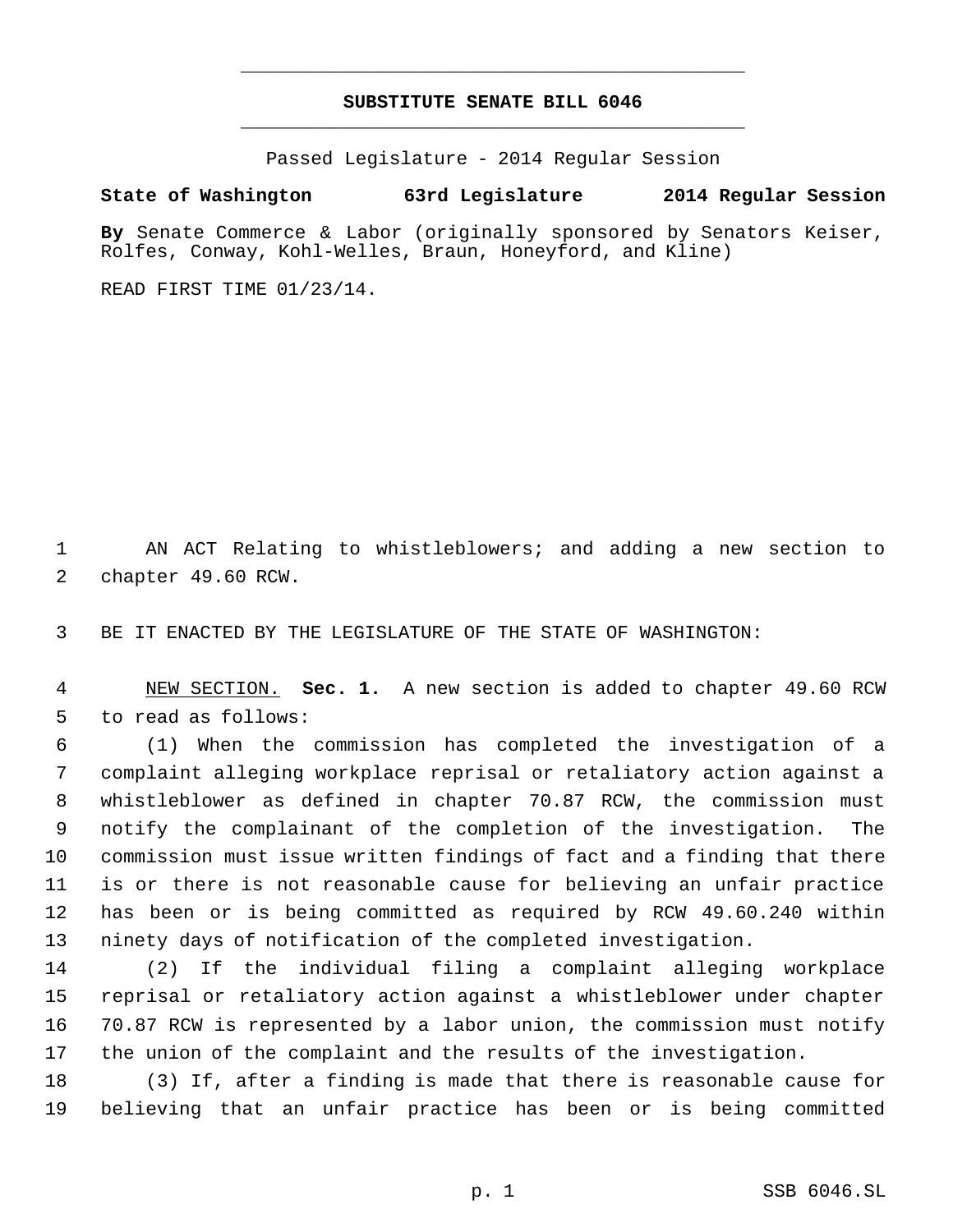# SUBSTITUTE SENATE BILL 6046

Passed Legislature - 2014 Regular Session

**State of Washington 63rd Legislature 2014 Regular Session**

**By** Senate Commerce & Labor (originally sponsored by Senators Keiser, Rolfes, Conway, Kohl-Welles, Braun, Honeyford, and Kline)

READ FIRST TIME 01/23/14.

AN ACT Relating to whistleblowers; and adding a new section to chapter 49.60 RCW.

BE IT ENACTED BY THE LEGISLATURE OF THE STATE OF WASHINGTON:

NEW SECTION. **Sec. 1.** A new section is added to chapter 49.60 RCW to read as follows:

(1) When the commission has completed the investigation of a complaint alleging workplace reprisal or retaliatory action against a whistleblower as defined in chapter 70.87 RCW, the commission must notify the complainant of the completion of the investigation. The commission must issue written findings of fact and a finding that there is or there is not reasonable cause for believing an unfair practice has been or is being committed as required by RCW 49.60.240 within ninety days of notification of the completed investigation.

(2) If the individual filing a complaint alleging workplace reprisal or retaliatory action against a whistleblower under chapter 70.87 RCW is represented by a labor union, the commission must notify the union of the complaint and the results of the investigation.

(3) If, after a finding is made that there is reasonable cause for believing that an unfair practice has been or is being committed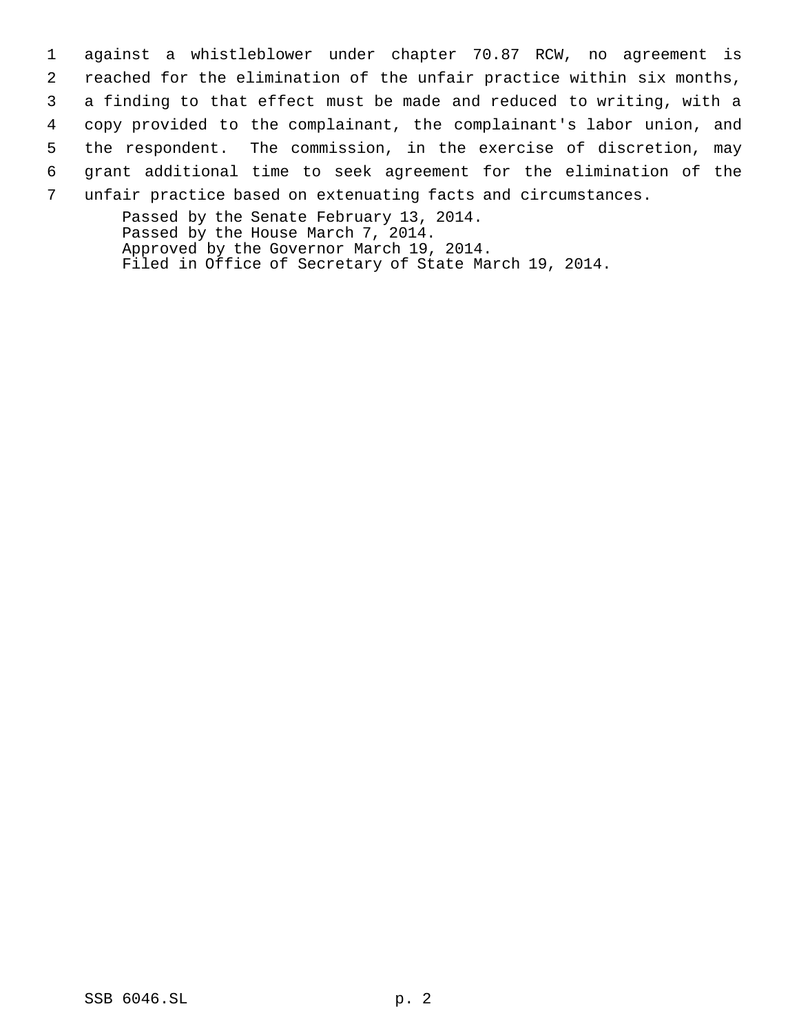against a whistleblower under chapter 70.87 RCW, no agreement is reached for the elimination of the unfair practice within six months, a finding to that effect must be made and reduced to writing, with a copy provided to the complainant, the complainant's labor union, and the respondent. The commission, in the exercise of discretion, may grant additional time to seek agreement for the elimination of the unfair practice based on extenuating facts and circumstances.

Passed by the Senate February 13, 2014.
Passed by the House March 7, 2014.
Approved by the Governor March 19, 2014.
Filed in Office of Secretary of State March 19, 2014.